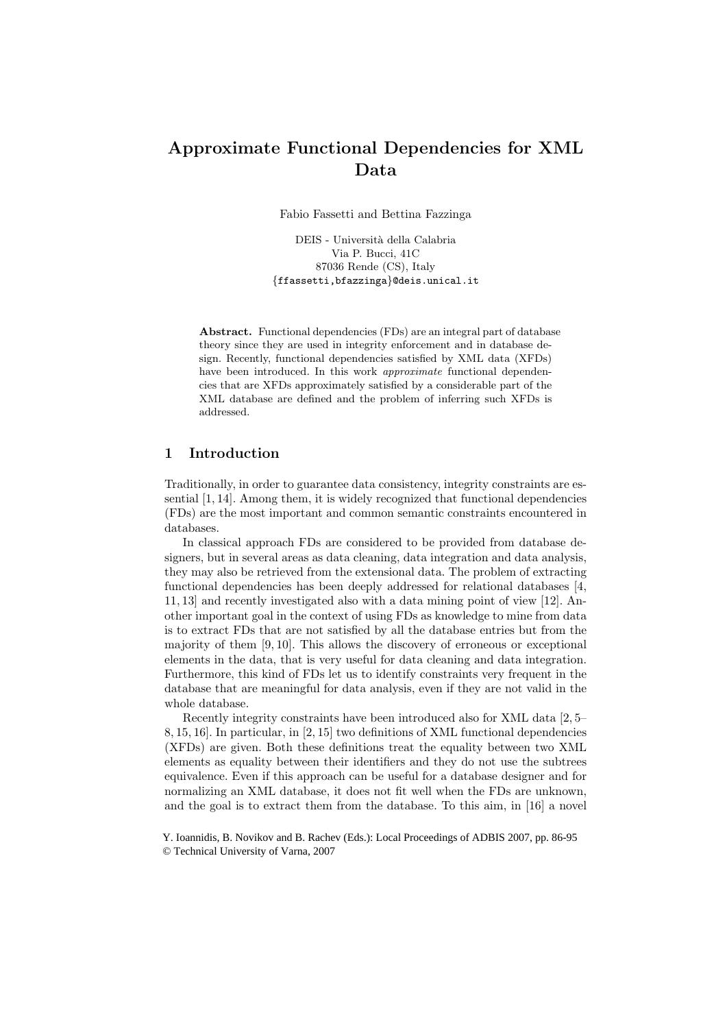# Approximate Functional Dependencies for XML Data

Fabio Fassetti and Bettina Fazzinga

DEIS - Università della Calabria
Via P. Bucci, 41C
87036 Rende (CS), Italy
{ffassetti,bfazzinga}@deis.unical.it

**Abstract.** Functional dependencies (FDs) are an integral part of database theory since they are used in integrity enforcement and in database design. Recently, functional dependencies satisfied by XML data (XFDs) have been introduced. In this work *approximate* functional dependencies that are XFDs approximately satisfied by a considerable part of the XML database are defined and the problem of inferring such XFDs is addressed.

## 1 Introduction

Traditionally, in order to guarantee data consistency, integrity constraints are essential [1, 14]. Among them, it is widely recognized that functional dependencies (FDs) are the most important and common semantic constraints encountered in databases.

In classical approach FDs are considered to be provided from database designers, but in several areas as data cleaning, data integration and data analysis, they may also be retrieved from the extensional data. The problem of extracting functional dependencies has been deeply addressed for relational databases [4, 11, 13] and recently investigated also with a data mining point of view [12]. Another important goal in the context of using FDs as knowledge to mine from data is to extract FDs that are not satisfied by all the database entries but from the majority of them [9, 10]. This allows the discovery of erroneous or exceptional elements in the data, that is very useful for data cleaning and data integration. Furthermore, this kind of FDs let us to identify constraints very frequent in the database that are meaningful for data analysis, even if they are not valid in the whole database.

Recently integrity constraints have been introduced also for XML data [2, 5–8, 15, 16]. In particular, in [2, 15] two definitions of XML functional dependencies (XFDs) are given. Both these definitions treat the equality between two XML elements as equality between their identifiers and they do not use the subtrees equivalence. Even if this approach can be useful for a database designer and for normalizing an XML database, it does not fit well when the FDs are unknown, and the goal is to extract them from the database. To this aim, in [16] a novel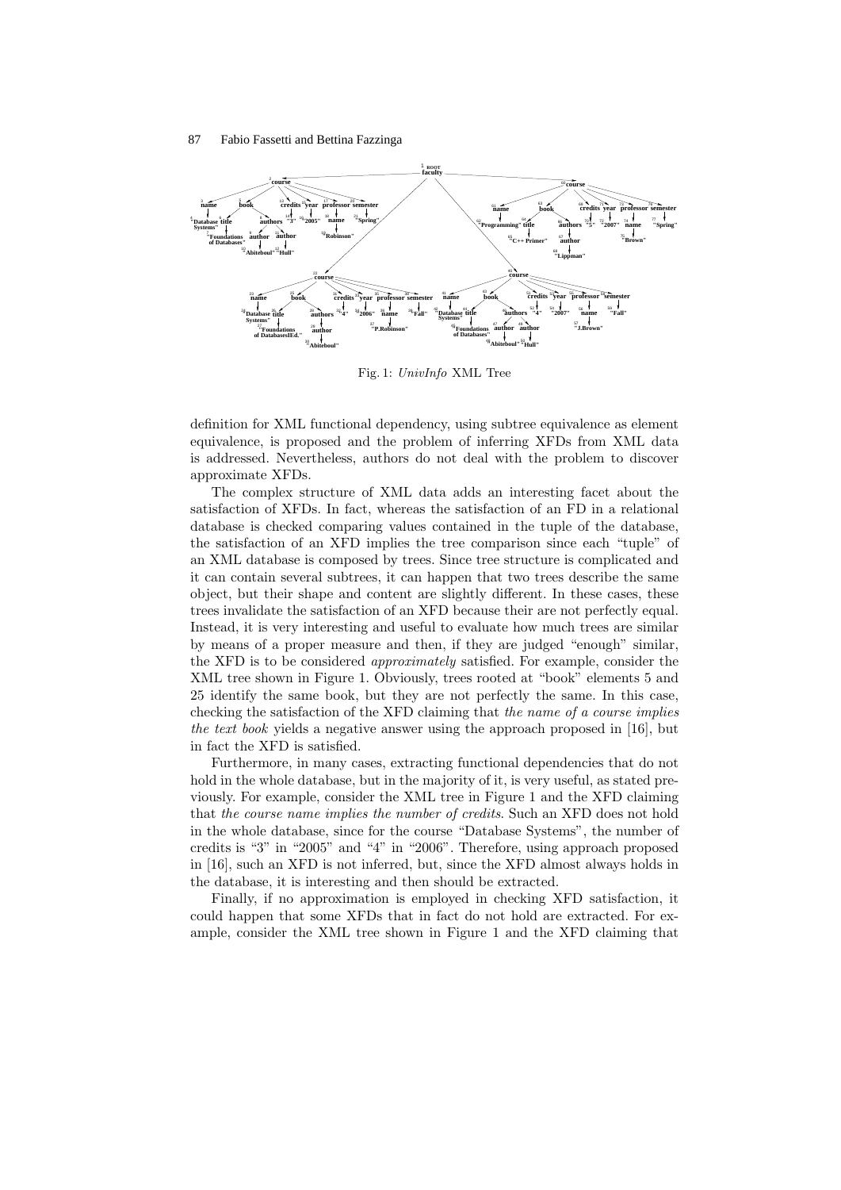Fig. 1: *UnivInfo* XML Tree

definition for XML functional dependency, using subtree equivalence as element equivalence, is proposed and the problem of inferring XFDs from XML data is addressed. Nevertheless, authors do not deal with the problem to discover approximate XFDs.

The complex structure of XML data adds an interesting facet about the satisfaction of XFDs. In fact, whereas the satisfaction of an FD in a relational database is checked comparing values contained in the tuple of the database, the satisfaction of an XFD implies the tree comparison since each "tuple" of an XML database is composed by trees. Since tree structure is complicated and it can contain several subtrees, it can happen that two trees describe the same object, but their shape and content are slightly different. In these cases, these trees invalidate the satisfaction of an XFD because their are not perfectly equal. Instead, it is very interesting and useful to evaluate how much trees are similar by means of a proper measure and then, if they are judged "enough" similar, the XFD is to be considered *approximately* satisfied. For example, consider the XML tree shown in Figure 1. Obviously, trees rooted at "book" elements 5 and 25 identify the same book, but they are not perfectly the same. In this case, checking the satisfaction of the XFD claiming that *the name of a course implies the text book* yields a negative answer using the approach proposed in [16], but in fact the XFD is satisfied.

Furthermore, in many cases, extracting functional dependencies that do not hold in the whole database, but in the majority of it, is very useful, as stated previously. For example, consider the XML tree in Figure 1 and the XFD claiming that *the course name implies the number of credits*. Such an XFD does not hold in the whole database, since for the course "Database Systems", the number of credits is "3" in "2005" and "4" in "2006". Therefore, using approach proposed in [16], such an XFD is not inferred, but, since the XFD almost always holds in the database, it is interesting and then should be extracted.

Finally, if no approximation is employed in checking XFD satisfaction, it could happen that some XFDs that in fact do not hold are extracted. For example, consider the XML tree shown in Figure 1 and the XFD claiming that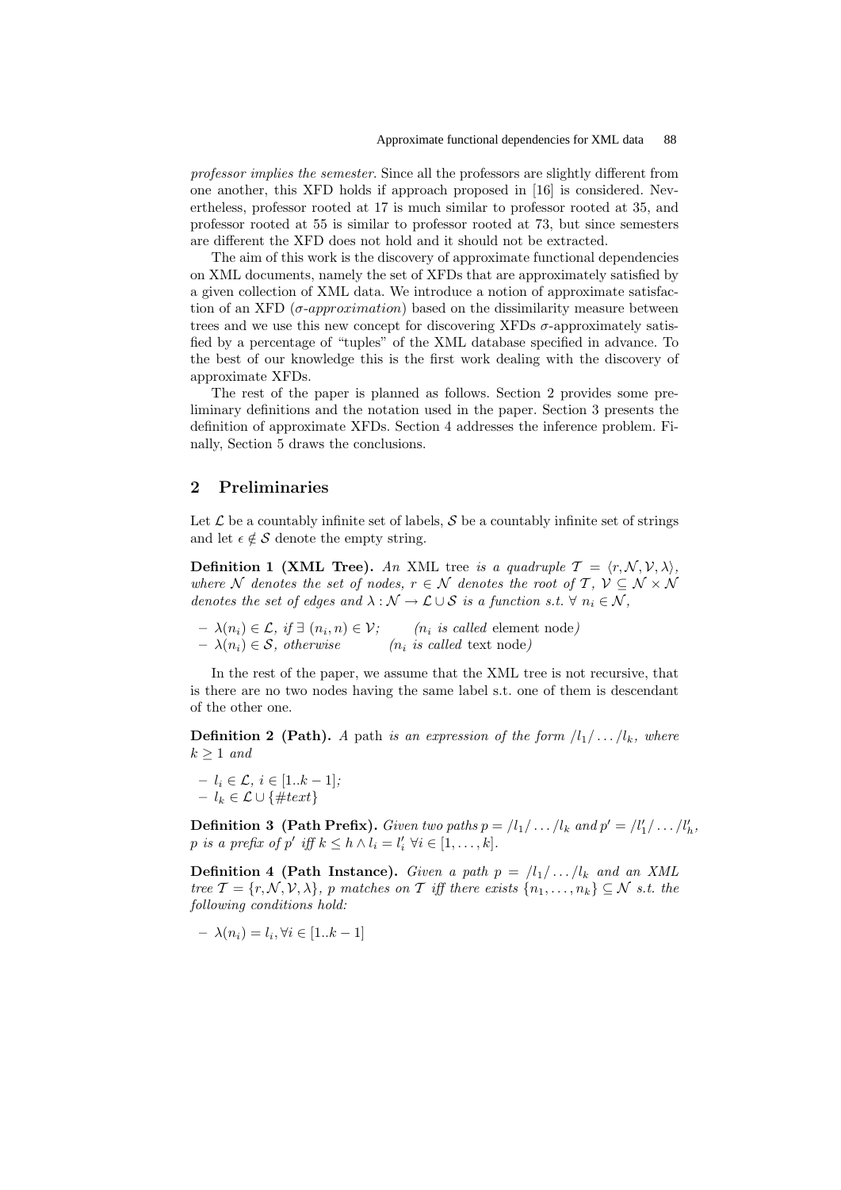*professor implies the semester*. Since all the professors are slightly different from one another, this XFD holds if approach proposed in [16] is considered. Nevertheless, professor rooted at 17 is much similar to professor rooted at 35, and professor rooted at 55 is similar to professor rooted at 73, but since semesters are different the XFD does not hold and it should not be extracted.

The aim of this work is the discovery of approximate functional dependencies on XML documents, namely the set of XFDs that are approximately satisfied by a given collection of XML data. We introduce a notion of approximate satisfaction of an XFD ($\sigma$-*approximation*) based on the dissimilarity measure between trees and we use this new concept for discovering XFDs $\sigma$-approximately satisfied by a percentage of "tuples" of the XML database specified in advance. To the best of our knowledge this is the first work dealing with the discovery of approximate XFDs.

The rest of the paper is planned as follows. Section 2 provides some preliminary definitions and the notation used in the paper. Section 3 presents the definition of approximate XFDs. Section 4 addresses the inference problem. Finally, Section 5 draws the conclusions.

## 2 Preliminaries

Let $\mathcal{L}$ be a countably infinite set of labels, $\mathcal{S}$ be a countably infinite set of strings and let $\epsilon \notin \mathcal{S}$ denote the empty string.

**Definition 1 (XML Tree).** *An* XML tree *is a quadruple* $\mathcal{T} = \langle r, \mathcal{N}, \mathcal{V}, \lambda \rangle$*, where* $\mathcal{N}$ *denotes the set of nodes,* $r \in \mathcal{N}$ *denotes the root of* $\mathcal{T}$*,* $\mathcal{V} \subseteq \mathcal{N} \times \mathcal{N}$ *denotes the set of edges and* $\lambda : \mathcal{N} \rightarrow \mathcal{L} \cup \mathcal{S}$ *is a function s.t.* $\forall\, n_i \in \mathcal{N}$*,*

- $\lambda(n_i) \in \mathcal{L}$*, if* $\exists\, (n_i, n) \in \mathcal{V}$*;* *(*$n_i$ *is called* element node*)*
- $\lambda(n_i) \in \mathcal{S}$*, otherwise* *(*$n_i$ *is called* text node*)*

In the rest of the paper, we assume that the XML tree is not recursive, that is there are no two nodes having the same label s.t. one of them is descendant of the other one.

**Definition 2 (Path).** *A* path *is an expression of the form* $/l_1/\ldots/l_k$*, where* $k \geq 1$ *and*

- $l_i \in \mathcal{L}$*,* $i \in [1..k-1]$*;*
- $l_k \in \mathcal{L} \cup \{\#text\}$

**Definition 3 (Path Prefix).** *Given two paths* $p = /l_1/\ldots/l_k$ *and* $p' = /l'_1/\ldots/l'_h$*,* $p$ *is a prefix of* $p'$ *iff* $k \leq h \wedge l_i = l'_i\ \forall i \in [1, \ldots, k]$*.*

**Definition 4 (Path Instance).** *Given a path* $p = /l_1/\ldots/l_k$ *and an XML tree* $\mathcal{T} = \{r, \mathcal{N}, \mathcal{V}, \lambda\}$*,* $p$ *matches on* $\mathcal{T}$ *iff there exists* $\{n_1, \ldots, n_k\} \subseteq \mathcal{N}$ *s.t. the following conditions hold:*

- $\lambda(n_i) = l_i, \forall i \in [1..k-1]$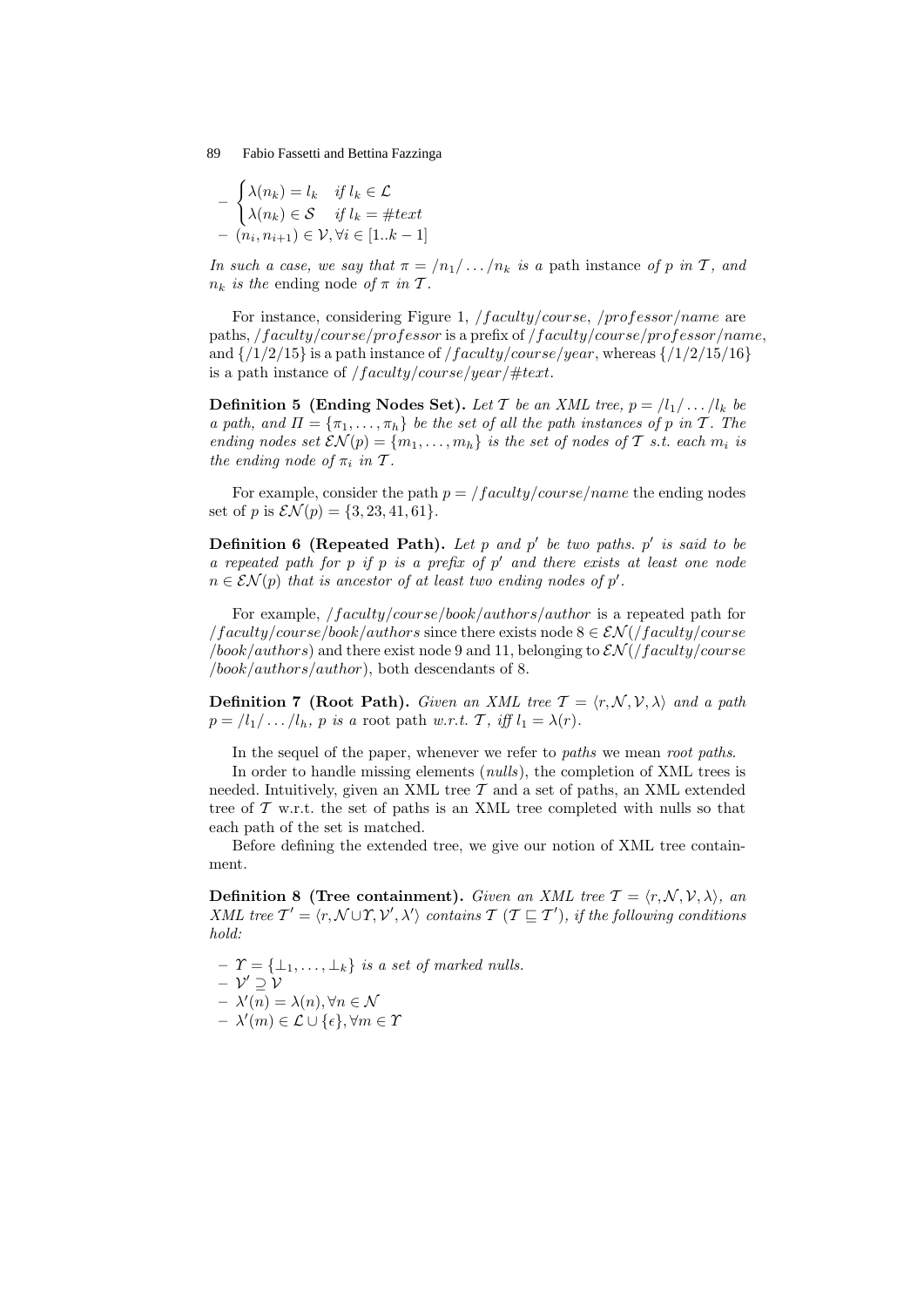- $\begin{cases} \lambda(n_k) = l_k & \text{if } l_k \in \mathcal{L} \\ \lambda(n_k) \in \mathcal{S} & \text{if } l_k = \#text \end{cases}$
- $(n_i, n_{i+1}) \in \mathcal{V}, \forall i \in [1..k-1]$

*In such a case, we say that $\pi = /n_1/\ldots/n_k$ is a* path instance *of $p$ in $\mathcal{T}$, and $n_k$ is the* ending node *of $\pi$ in $\mathcal{T}$.*

For instance, considering Figure 1, $/faculty/course$, $/professor/name$ are paths, $/faculty/course/professor$ is a prefix of $/faculty/course/professor/name$, and $\{/1/2/15\}$ is a path instance of $/faculty/course/year$, whereas $\{/1/2/15/16\}$ is a path instance of $/faculty/course/year/\#text$.

**Definition 5 (Ending Nodes Set).** *Let $\mathcal{T}$ be an XML tree, $p = /l_1/\ldots/l_k$ be a path, and $\Pi = \{\pi_1, \ldots, \pi_h\}$ be the set of all the path instances of $p$ in $\mathcal{T}$. The ending nodes set $\mathcal{EN}(p) = \{m_1, \ldots, m_h\}$ is the set of nodes of $\mathcal{T}$ s.t. each $m_i$ is the ending node of $\pi_i$ in $\mathcal{T}$.*

For example, consider the path $p = /faculty/course/name$ the ending nodes set of $p$ is $\mathcal{EN}(p) = \{3, 23, 41, 61\}$.

**Definition 6 (Repeated Path).** *Let $p$ and $p'$ be two paths. $p'$ is said to be a repeated path for $p$ if $p$ is a prefix of $p'$ and there exists at least one node $n \in \mathcal{EN}(p)$ that is ancestor of at least two ending nodes of $p'$.*

For example, $/faculty/course/book/authors/author$ is a repeated path for $/faculty/course/book/authors$ since there exists node $8 \in \mathcal{EN}(/faculty/course/book/authors)$ and there exist node 9 and 11, belonging to $\mathcal{EN}(/faculty/course/book/authors/author)$, both descendants of 8.

**Definition 7 (Root Path).** *Given an XML tree $\mathcal{T} = \langle r, \mathcal{N}, \mathcal{V}, \lambda \rangle$ and a path $p = /l_1/\ldots/l_h$, $p$ is a* root path *w.r.t. $\mathcal{T}$, iff $l_1 = \lambda(r)$.*

In the sequel of the paper, whenever we refer to *paths* we mean *root paths*.

In order to handle missing elements (*nulls*), the completion of XML trees is needed. Intuitively, given an XML tree $\mathcal{T}$ and a set of paths, an XML extended tree of $\mathcal{T}$ w.r.t. the set of paths is an XML tree completed with nulls so that each path of the set is matched.

Before defining the extended tree, we give our notion of XML tree containment.

**Definition 8 (Tree containment).** *Given an XML tree $\mathcal{T} = \langle r, \mathcal{N}, \mathcal{V}, \lambda \rangle$, an XML tree $\mathcal{T}' = \langle r, \mathcal{N} \cup \Upsilon, \mathcal{V}', \lambda' \rangle$ contains $\mathcal{T}$ ($\mathcal{T} \sqsubseteq \mathcal{T}'$), if the following conditions hold:*

- *$\Upsilon = \{\bot_1, \ldots, \bot_k\}$ is a set of marked nulls.*
- $\mathcal{V}' \supseteq \mathcal{V}$
- $\lambda'(n) = \lambda(n), \forall n \in \mathcal{N}$
- $\lambda'(m) \in \mathcal{L} \cup \{\epsilon\}, \forall m \in \Upsilon$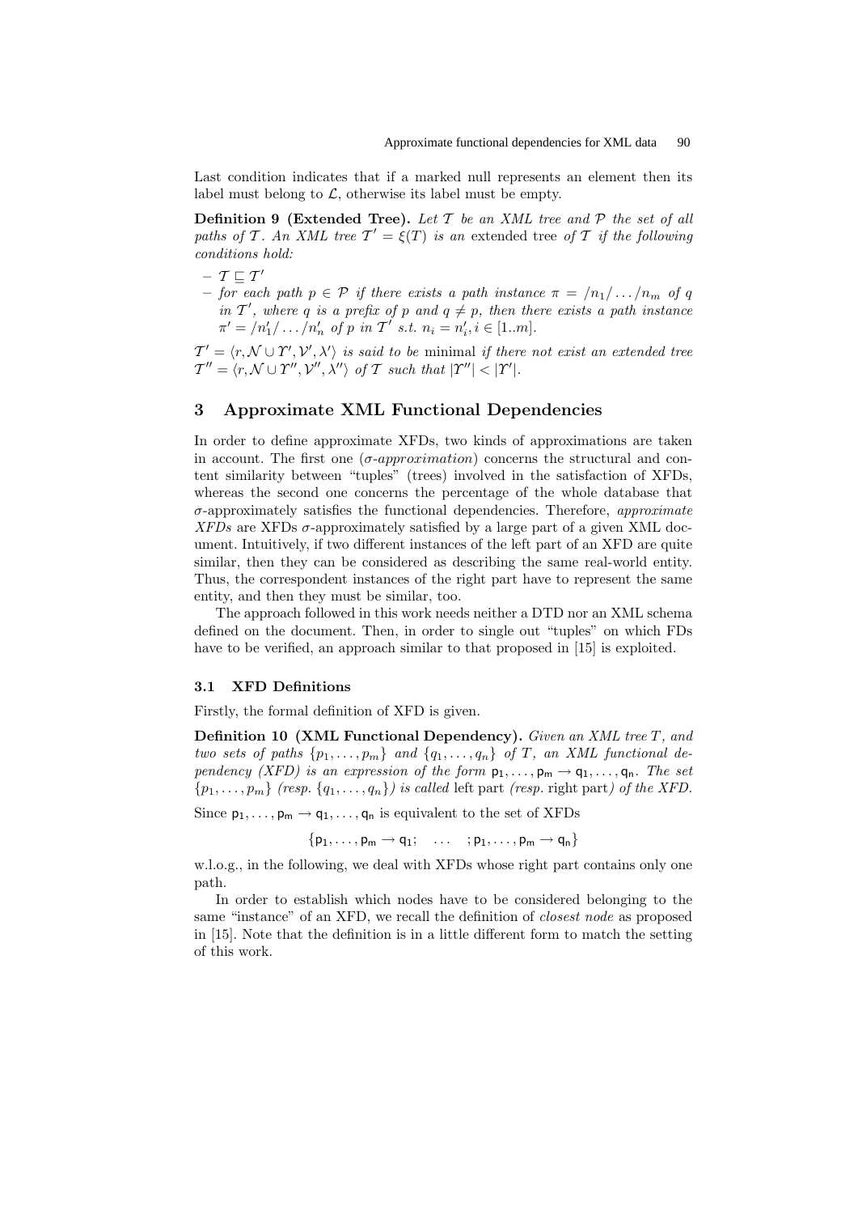Last condition indicates that if a marked null represents an element then its label must belong to $\mathcal{L}$, otherwise its label must be empty.

**Definition 9 (Extended Tree).** *Let $\mathcal{T}$ be an XML tree and $\mathcal{P}$ the set of all paths of $\mathcal{T}$. An XML tree $\mathcal{T}' = \xi(T)$ is an* extended tree *of $\mathcal{T}$ if the following conditions hold:*

- $\mathcal{T} \sqsubseteq \mathcal{T}'$
- *for each path $p \in \mathcal{P}$ if there exists a path instance $\pi = /n_1/\ldots/n_m$ of $q$ in $\mathcal{T}'$, where $q$ is a prefix of $p$ and $q \neq p$, then there exists a path instance $\pi' = /n'_1/\ldots/n'_n$ of $p$ in $\mathcal{T}'$ s.t. $n_i = n'_i, i \in [1..m]$.*

*$\mathcal{T}' = \langle r, \mathcal{N} \cup \Upsilon', \mathcal{V}', \lambda' \rangle$ is said to be* minimal *if there not exist an extended tree $\mathcal{T}'' = \langle r, \mathcal{N} \cup \Upsilon'', \mathcal{V}'', \lambda'' \rangle$ of $\mathcal{T}$ such that $|\Upsilon''| < |\Upsilon'|$.*

## 3 Approximate XML Functional Dependencies

In order to define approximate XFDs, two kinds of approximations are taken in account. The first one ($\sigma$-*approximation*) concerns the structural and content similarity between "tuples" (trees) involved in the satisfaction of XFDs, whereas the second one concerns the percentage of the whole database that $\sigma$-approximately satisfies the functional dependencies. Therefore, *approximate XFDs* are XFDs $\sigma$-approximately satisfied by a large part of a given XML document. Intuitively, if two different instances of the left part of an XFD are quite similar, then they can be considered as describing the same real-world entity. Thus, the correspondent instances of the right part have to represent the same entity, and then they must be similar, too.

The approach followed in this work needs neither a DTD nor an XML schema defined on the document. Then, in order to single out "tuples" on which FDs have to be verified, an approach similar to that proposed in [15] is exploited.

### 3.1 XFD Definitions

Firstly, the formal definition of XFD is given.

**Definition 10 (XML Functional Dependency).** *Given an XML tree $T$, and two sets of paths $\{p_1, \ldots, p_m\}$ and $\{q_1, \ldots, q_n\}$ of $T$, an XML functional dependency (XFD) is an expression of the form $\mathsf{p_1}, \ldots, \mathsf{p_m} \rightarrow \mathsf{q_1}, \ldots, \mathsf{q_n}$. The set $\{p_1, \ldots, p_m\}$ (resp. $\{q_1, \ldots, q_n\}$) is called* left part *(resp.* right part*) of the XFD.*

Since $\mathsf{p_1}, \ldots, \mathsf{p_m} \rightarrow \mathsf{q_1}, \ldots, \mathsf{q_n}$ is equivalent to the set of XFDs

$$\{\mathsf{p_1}, \ldots, \mathsf{p_m} \rightarrow \mathsf{q_1}; \quad \ldots \quad ; \mathsf{p_1}, \ldots, \mathsf{p_m} \rightarrow \mathsf{q_n}\}$$

w.l.o.g., in the following, we deal with XFDs whose right part contains only one path.

In order to establish which nodes have to be considered belonging to the same "instance" of an XFD, we recall the definition of *closest node* as proposed in [15]. Note that the definition is in a little different form to match the setting of this work.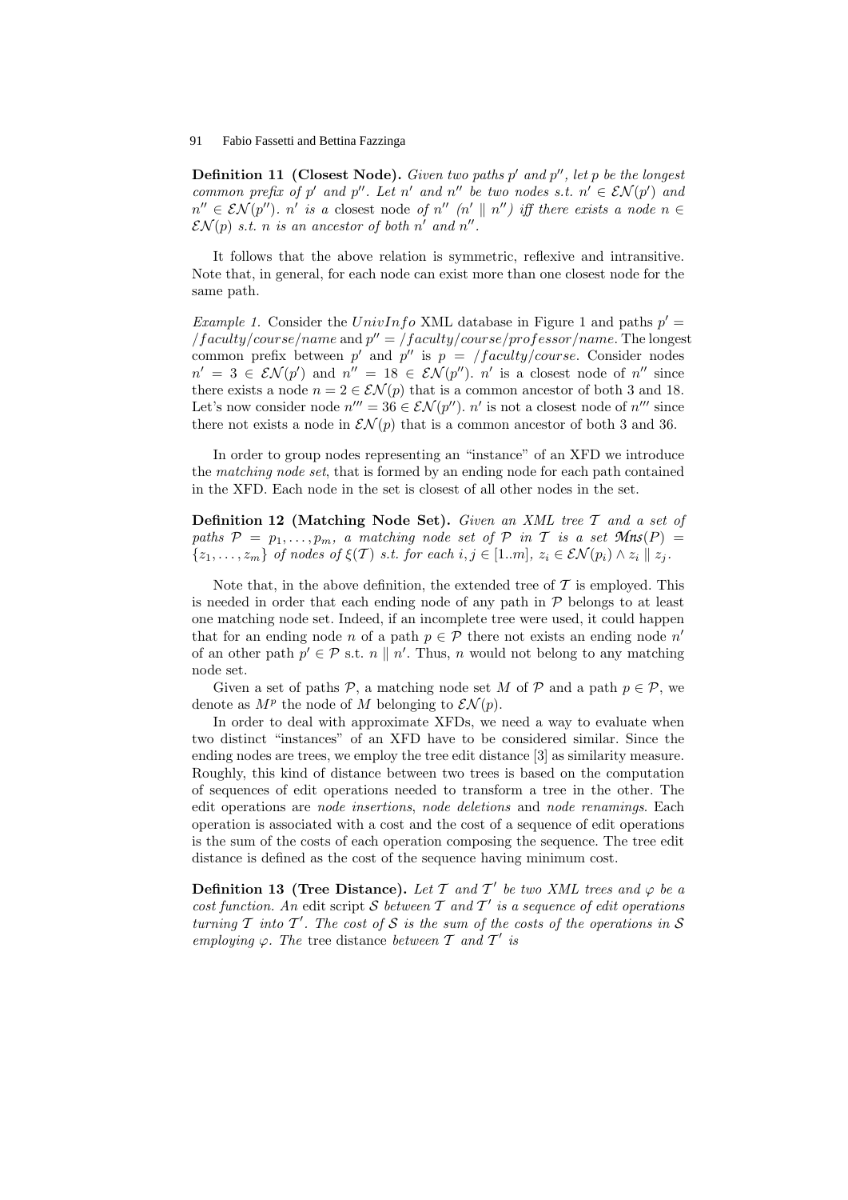**Definition 11 (Closest Node).** *Given two paths $p'$ and $p''$, let $p$ be the longest common prefix of $p'$ and $p''$. Let $n'$ and $n''$ be two nodes s.t. $n' \in \mathcal{EN}(p')$ and $n'' \in \mathcal{EN}(p'')$. $n'$ is a* closest node *of $n''$ ($n' \parallel n''$) iff there exists a node $n \in \mathcal{EN}(p)$ s.t. $n$ is an ancestor of both $n'$ and $n''$.*

It follows that the above relation is symmetric, reflexive and intransitive. Note that, in general, for each node can exist more than one closest node for the same path.

*Example 1.* Consider the $UnivInfo$ XML database in Figure 1 and paths $p' = /faculty/course/name$ and $p'' = /faculty/course/professor/name$. The longest common prefix between $p'$ and $p''$ is $p = /faculty/course$. Consider nodes $n' = 3 \in \mathcal{EN}(p')$ and $n'' = 18 \in \mathcal{EN}(p'')$. $n'$ is a closest node of $n''$ since there exists a node $n = 2 \in \mathcal{EN}(p)$ that is a common ancestor of both 3 and 18. Let's now consider node $n''' = 36 \in \mathcal{EN}(p'')$. $n'$ is not a closest node of $n'''$ since there not exists a node in $\mathcal{EN}(p)$ that is a common ancestor of both 3 and 36.

In order to group nodes representing an "instance" of an XFD we introduce the *matching node set*, that is formed by an ending node for each path contained in the XFD. Each node in the set is closest of all other nodes in the set.

**Definition 12 (Matching Node Set).** *Given an XML tree $\mathcal{T}$ and a set of paths $\mathcal{P} = p_1, \ldots, p_m$, a matching node set of $\mathcal{P}$ in $\mathcal{T}$ is a set $\mathcal{Mns}(P) = \{z_1, \ldots, z_m\}$ of nodes of $\xi(\mathcal{T})$ s.t. for each $i, j \in [1..m]$, $z_i \in \mathcal{EN}(p_i) \wedge z_i \parallel z_j$.*

Note that, in the above definition, the extended tree of $\mathcal{T}$ is employed. This is needed in order that each ending node of any path in $\mathcal{P}$ belongs to at least one matching node set. Indeed, if an incomplete tree were used, it could happen that for an ending node $n$ of a path $p \in \mathcal{P}$ there not exists an ending node $n'$ of an other path $p' \in \mathcal{P}$ s.t. $n \parallel n'$. Thus, $n$ would not belong to any matching node set.

Given a set of paths $\mathcal{P}$, a matching node set $M$ of $\mathcal{P}$ and a path $p \in \mathcal{P}$, we denote as $M^p$ the node of $M$ belonging to $\mathcal{EN}(p)$.

In order to deal with approximate XFDs, we need a way to evaluate when two distinct "instances" of an XFD have to be considered similar. Since the ending nodes are trees, we employ the tree edit distance [3] as similarity measure. Roughly, this kind of distance between two trees is based on the computation of sequences of edit operations needed to transform a tree in the other. The edit operations are *node insertions*, *node deletions* and *node renamings*. Each operation is associated with a cost and the cost of a sequence of edit operations is the sum of the costs of each operation composing the sequence. The tree edit distance is defined as the cost of the sequence having minimum cost.

**Definition 13 (Tree Distance).** *Let $\mathcal{T}$ and $\mathcal{T}'$ be two XML trees and $\varphi$ be a cost function. An* edit script *$\mathcal{S}$ between $\mathcal{T}$ and $\mathcal{T}'$ is a sequence of edit operations turning $\mathcal{T}$ into $\mathcal{T}'$. The cost of $\mathcal{S}$ is the sum of the costs of the operations in $\mathcal{S}$ employing $\varphi$. The* tree distance *between $\mathcal{T}$ and $\mathcal{T}'$ is*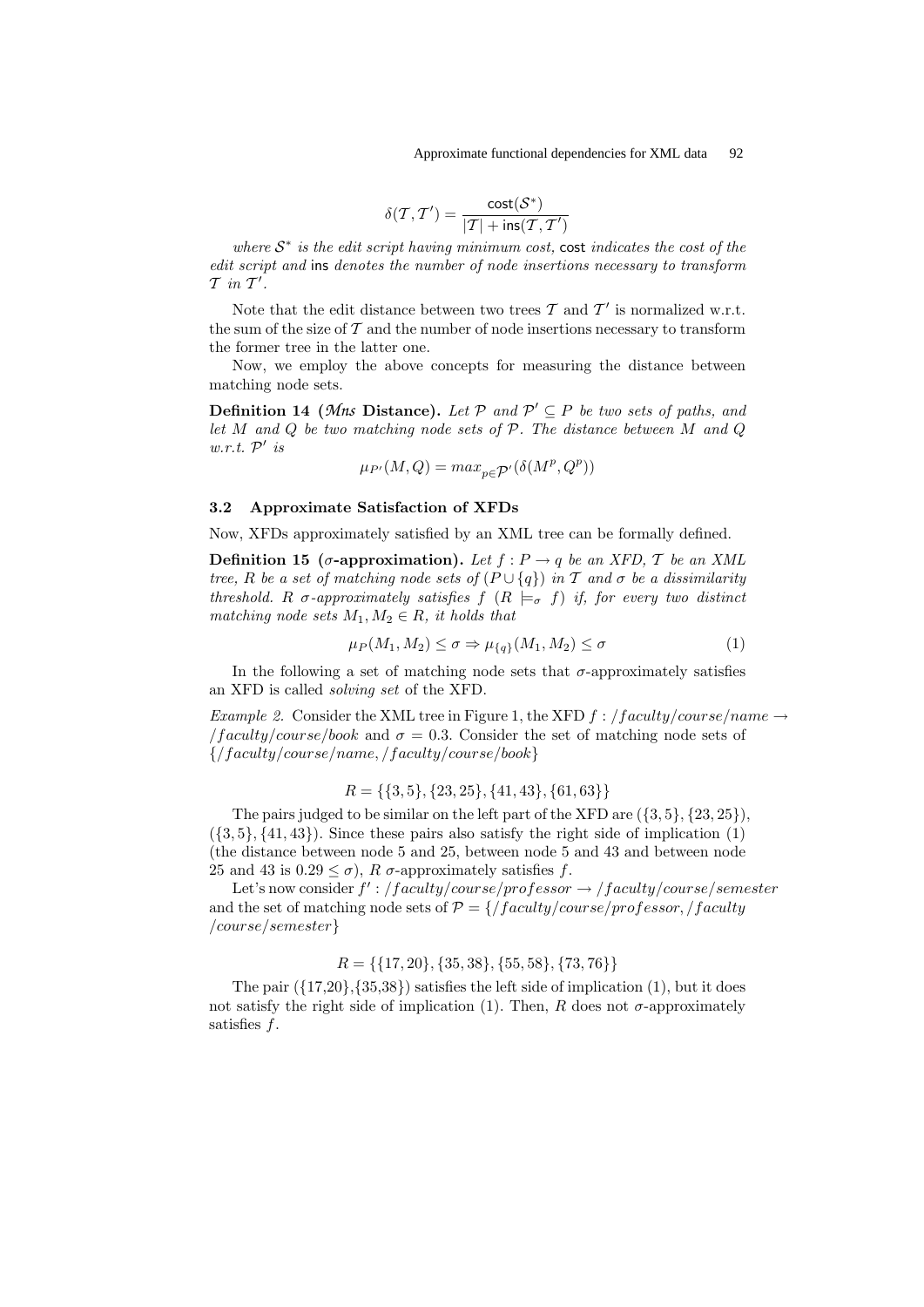$$\delta(\mathcal{T}, \mathcal{T}') = \frac{\mathsf{cost}(\mathcal{S}^*)}{|\mathcal{T}| + \mathsf{ins}(\mathcal{T}, \mathcal{T}')}$$

*where $\mathcal{S}^*$ is the edit script having minimum cost,* $\mathsf{cost}$ *indicates the cost of the edit script and* $\mathsf{ins}$ *denotes the number of node insertions necessary to transform $\mathcal{T}$ in $\mathcal{T}'$.*

Note that the edit distance between two trees $\mathcal{T}$ and $\mathcal{T}'$ is normalized w.r.t. the sum of the size of $\mathcal{T}$ and the number of node insertions necessary to transform the former tree in the latter one.

Now, we employ the above concepts for measuring the distance between matching node sets.

**Definition 14 (*Mns* Distance).** *Let $\mathcal{P}$ and $\mathcal{P}' \subseteq P$ be two sets of paths, and let $M$ and $Q$ be two matching node sets of $\mathcal{P}$. The distance between $M$ and $Q$ w.r.t. $\mathcal{P}'$ is*

$$\mu_{P'}(M, Q) = max_{p \in \mathcal{P}'}(\delta(M^p, Q^p))$$

### 3.2 Approximate Satisfaction of XFDs

Now, XFDs approximately satisfied by an XML tree can be formally defined.

**Definition 15 ($\sigma$-approximation).** *Let $f : P \rightarrow q$ be an XFD, $\mathcal{T}$ be an XML tree, $R$ be a set of matching node sets of $(P \cup \{q\})$ in $\mathcal{T}$ and $\sigma$ be a dissimilarity threshold. $R$ $\sigma$-approximately satisfies $f$ ($R \models_\sigma f$) if, for every two distinct matching node sets $M_1, M_2 \in R$, it holds that*

$$\mu_P(M_1, M_2) \leq \sigma \Rightarrow \mu_{\{q\}}(M_1, M_2) \leq \sigma \qquad (1)$$

In the following a set of matching node sets that $\sigma$-approximately satisfies an XFD is called *solving set* of the XFD.

*Example 2.* Consider the XML tree in Figure 1, the XFD $f : /faculty/course/name \rightarrow /faculty/course/book$ and $\sigma = 0.3$. Consider the set of matching node sets of $\{/faculty/course/name, /faculty/course/book\}$

$$R = \{\{3, 5\}, \{23, 25\}, \{41, 43\}, \{61, 63\}\}$$

The pairs judged to be similar on the left part of the XFD are $(\{3, 5\}, \{23, 25\})$, $(\{3, 5\}, \{41, 43\})$. Since these pairs also satisfy the right side of implication (1) (the distance between node 5 and 25, between node 5 and 43 and between node 25 and 43 is $0.29 \leq \sigma$), $R$ $\sigma$-approximately satisfies $f$.

Let's now consider $f' : /faculty/course/professor \rightarrow /faculty/course/semester$ and the set of matching node sets of $\mathcal{P} = \{/faculty/course/professor, /faculty/course/semester\}$

$$R = \{\{17, 20\}, \{35, 38\}, \{55, 58\}, \{73, 76\}\}$$

The pair $(\{17,20\},\{35,38\})$ satisfies the left side of implication (1), but it does not satisfy the right side of implication (1). Then, $R$ does not $\sigma$-approximately satisfies $f$.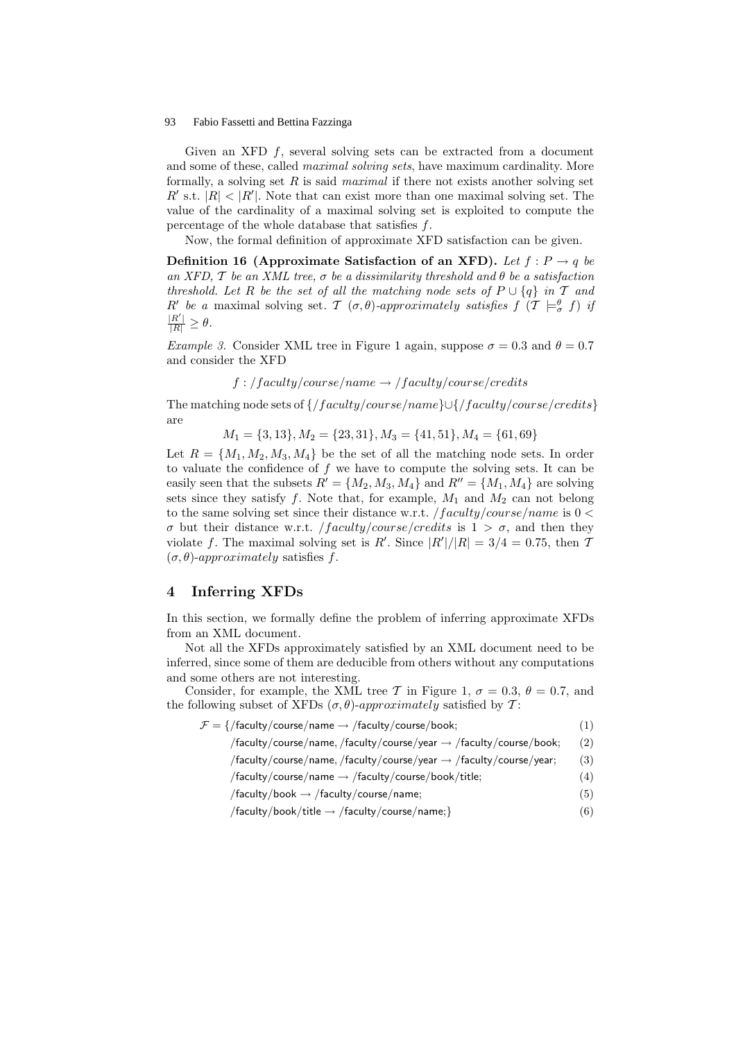Given an XFD $f$, several solving sets can be extracted from a document and some of these, called *maximal solving sets*, have maximum cardinality. More formally, a solving set $R$ is said *maximal* if there not exists another solving set $R'$ s.t. $|R| < |R'|$. Note that can exist more than one maximal solving set. The value of the cardinality of a maximal solving set is exploited to compute the percentage of the whole database that satisfies $f$.

Now, the formal definition of approximate XFD satisfaction can be given.

**Definition 16 (Approximate Satisfaction of an XFD).** *Let $f : P \rightarrow q$ be an XFD, $\mathcal{T}$ be an XML tree, $\sigma$ be a dissimilarity threshold and $\theta$ be a satisfaction threshold. Let $R$ be the set of all the matching node sets of $P \cup \{q\}$ in $\mathcal{T}$ and $R'$ be a* maximal solving set. *$\mathcal{T}$ $(\sigma, \theta)$-approximately satisfies $f$ ($\mathcal{T} \models^{\theta}_{\sigma} f$) if $\frac{|R'|}{|R|} \geq \theta$.*

*Example 3.* Consider XML tree in Figure 1 again, suppose $\sigma = 0.3$ and $\theta = 0.7$ and consider the XFD

$$f : /faculty/course/name \rightarrow /faculty/course/credits$$

The matching node sets of $\{/faculty/course/name\} \cup \{/faculty/course/credits\}$ are

$$M_1 = \{3, 13\}, M_2 = \{23, 31\}, M_3 = \{41, 51\}, M_4 = \{61, 69\}$$

Let $R = \{M_1, M_2, M_3, M_4\}$ be the set of all the matching node sets. In order to valuate the confidence of $f$ we have to compute the solving sets. It can be easily seen that the subsets $R' = \{M_2, M_3, M_4\}$ and $R'' = \{M_1, M_4\}$ are solving sets since they satisfy $f$. Note that, for example, $M_1$ and $M_2$ can not belong to the same solving set since their distance w.r.t. $/faculty/course/name$ is $0 < \sigma$ but their distance w.r.t. $/faculty/course/credits$ is $1 > \sigma$, and then they violate $f$. The maximal solving set is $R'$. Since $|R'|/|R| = 3/4 = 0.75$, then $\mathcal{T}$ $(\sigma, \theta)$-*approximately* satisfies $f$.

## 4 Inferring XFDs

In this section, we formally define the problem of inferring approximate XFDs from an XML document.

Not all the XFDs approximately satisfied by an XML document need to be inferred, since some of them are deducible from others without any computations and some others are not interesting.

Consider, for example, the XML tree $\mathcal{T}$ in Figure 1, $\sigma = 0.3$, $\theta = 0.7$, and the following subset of XFDs $(\sigma, \theta)$-*approximately* satisfied by $\mathcal{T}$:

$$
\begin{aligned}
\mathcal{F} = \{ & \text{/faculty/course/name} \rightarrow \text{/faculty/course/book}; & (1)\\
& \text{/faculty/course/name, /faculty/course/year} \rightarrow \text{/faculty/course/book}; & (2)\\
& \text{/faculty/course/name, /faculty/course/year} \rightarrow \text{/faculty/course/year}; & (3)\\
& \text{/faculty/course/name} \rightarrow \text{/faculty/course/book/title}; & (4)\\
& \text{/faculty/book} \rightarrow \text{/faculty/course/name}; & (5)\\
& \text{/faculty/book/title} \rightarrow \text{/faculty/course/name;}\} & (6)
\end{aligned}
$$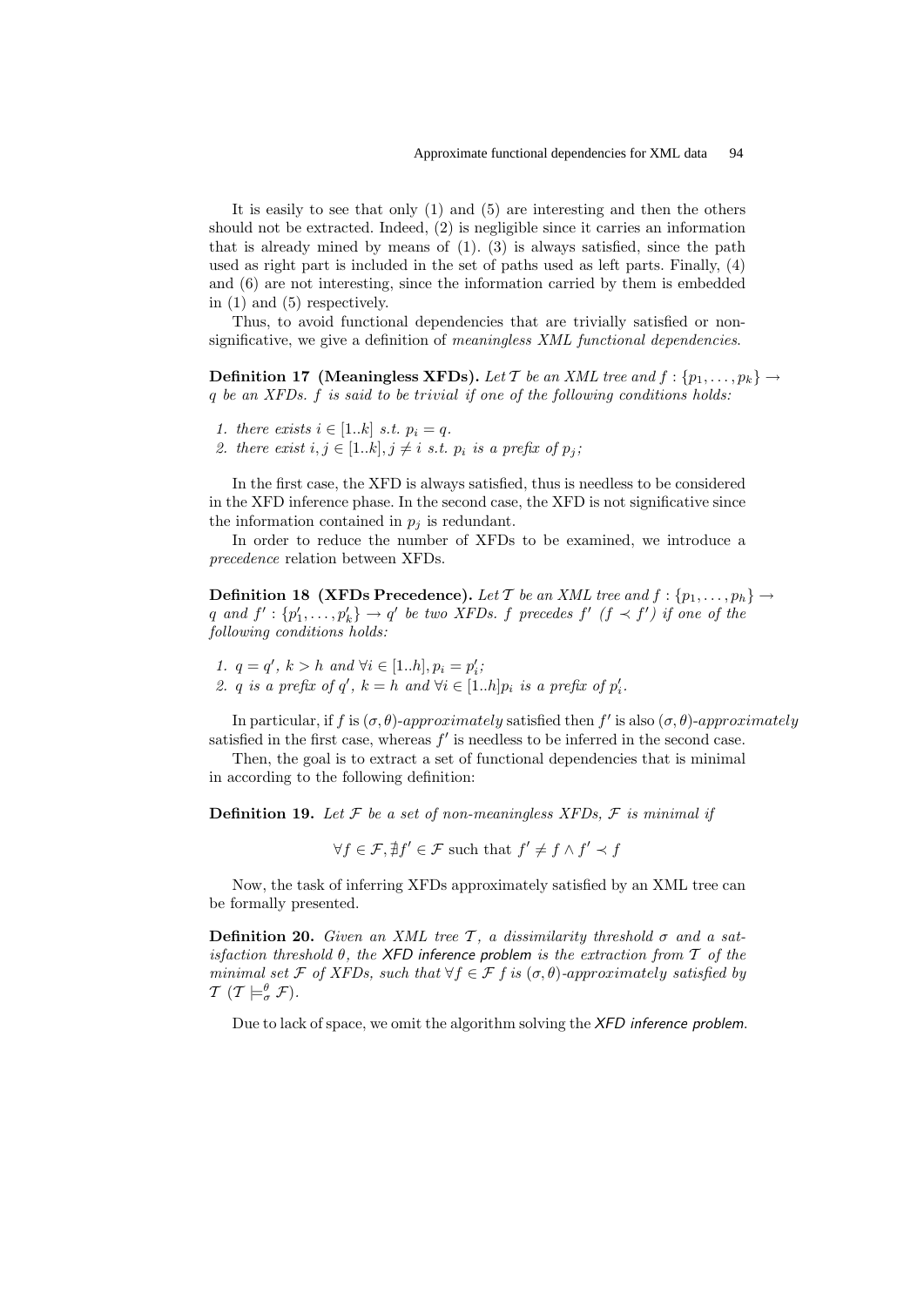It is easily to see that only (1) and (5) are interesting and then the others should not be extracted. Indeed, (2) is negligible since it carries an information that is already mined by means of (1). (3) is always satisfied, since the path used as right part is included in the set of paths used as left parts. Finally, (4) and (6) are not interesting, since the information carried by them is embedded in (1) and (5) respectively.

Thus, to avoid functional dependencies that are trivially satisfied or non-significative, we give a definition of *meaningless XML functional dependencies*.

**Definition 17 (Meaningless XFDs).** *Let $\mathcal{T}$ be an XML tree and $f : \{p_1, \dots, p_k\} \rightarrow q$ be an XFDs. $f$ is said to be trivial if one of the following conditions holds:*

1. *there exists $i \in [1..k]$ s.t. $p_i = q$.*
2. *there exist $i, j \in [1..k], j \neq i$ s.t. $p_i$ is a prefix of $p_j$;*

In the first case, the XFD is always satisfied, thus is needless to be considered in the XFD inference phase. In the second case, the XFD is not significative since the information contained in $p_j$ is redundant.

In order to reduce the number of XFDs to be examined, we introduce a *precedence* relation between XFDs.

**Definition 18 (XFDs Precedence).** *Let $\mathcal{T}$ be an XML tree and $f : \{p_1, \dots, p_h\} \rightarrow q$ and $f' : \{p'_1, \dots, p'_k\} \rightarrow q'$ be two XFDs. $f$ precedes $f'$ ($f \prec f'$) if one of the following conditions holds:*

1. *$q = q'$, $k > h$ and $\forall i \in [1..h], p_i = p'_i$;*
2. *$q$ is a prefix of $q'$, $k = h$ and $\forall i \in [1..h] p_i$ is a prefix of $p'_i$.*

In particular, if $f$ is $(\sigma, \theta)$-*approximately* satisfied then $f'$ is also $(\sigma, \theta)$-*approximately* satisfied in the first case, whereas $f'$ is needless to be inferred in the second case.

Then, the goal is to extract a set of functional dependencies that is minimal in according to the following definition:

**Definition 19.** *Let $\mathcal{F}$ be a set of non-meaningless XFDs, $\mathcal{F}$ is minimal if*

$$\forall f \in \mathcal{F}, \nexists f' \in \mathcal{F} \text{ such that } f' \neq f \wedge f' \prec f$$

Now, the task of inferring XFDs approximately satisfied by an XML tree can be formally presented.

**Definition 20.** *Given an XML tree $\mathcal{T}$, a dissimilarity threshold $\sigma$ and a satisfaction threshold $\theta$, the XFD inference problem is the extraction from $\mathcal{T}$ of the minimal set $\mathcal{F}$ of XFDs, such that $\forall f \in \mathcal{F}$ $f$ is $(\sigma, \theta)$-approximately satisfied by $\mathcal{T}$ ($\mathcal{T} \models^{\theta}_{\sigma} \mathcal{F}$).*

Due to lack of space, we omit the algorithm solving the *XFD inference problem*.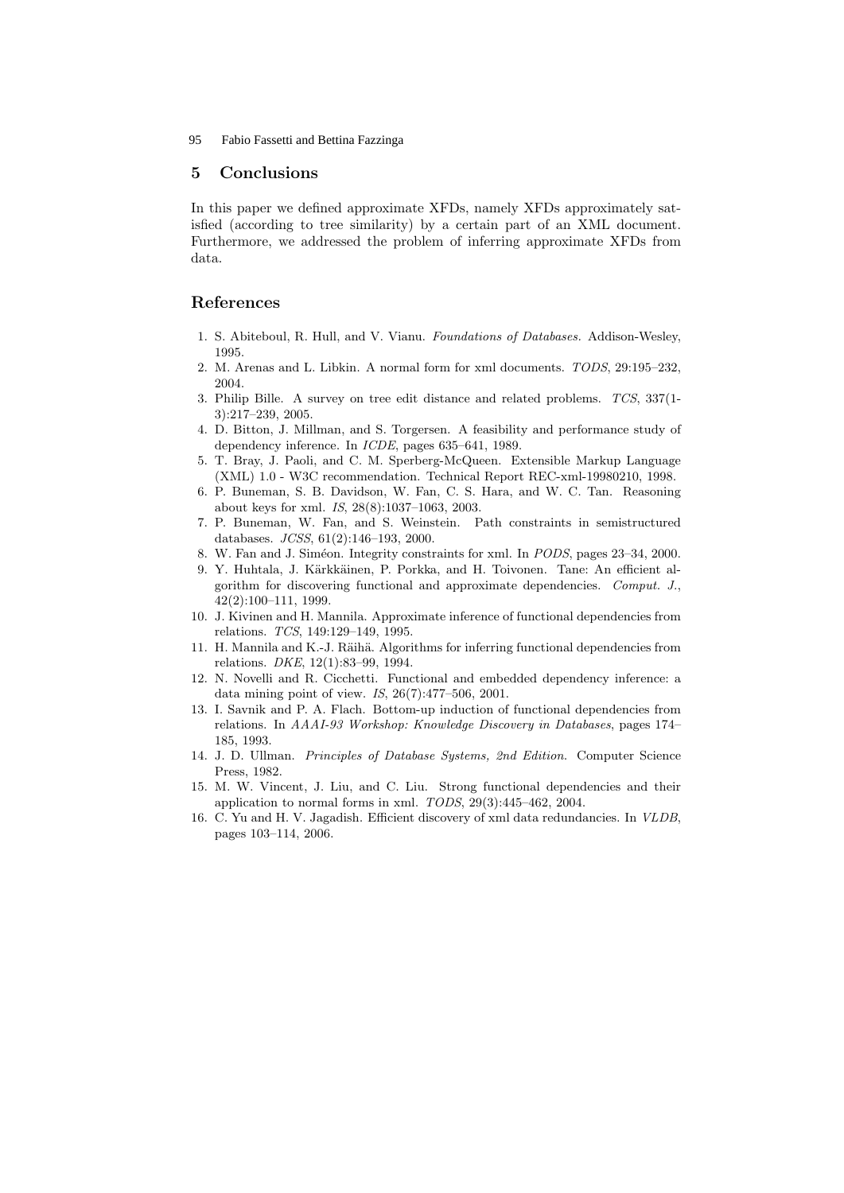## 5 Conclusions

In this paper we defined approximate XFDs, namely XFDs approximately satisfied (according to tree similarity) by a certain part of an XML document. Furthermore, we addressed the problem of inferring approximate XFDs from data.

## References

1. S. Abiteboul, R. Hull, and V. Vianu. *Foundations of Databases*. Addison-Wesley, 1995.
2. M. Arenas and L. Libkin. A normal form for xml documents. *TODS*, 29:195–232, 2004.
3. Philip Bille. A survey on tree edit distance and related problems. *TCS*, 337(1-3):217–239, 2005.
4. D. Bitton, J. Millman, and S. Torgersen. A feasibility and performance study of dependency inference. In *ICDE*, pages 635–641, 1989.
5. T. Bray, J. Paoli, and C. M. Sperberg-McQueen. Extensible Markup Language (XML) 1.0 - W3C recommendation. Technical Report REC-xml-19980210, 1998.
6. P. Buneman, S. B. Davidson, W. Fan, C. S. Hara, and W. C. Tan. Reasoning about keys for xml. *IS*, 28(8):1037–1063, 2003.
7. P. Buneman, W. Fan, and S. Weinstein. Path constraints in semistructured databases. *JCSS*, 61(2):146–193, 2000.
8. W. Fan and J. Siméon. Integrity constraints for xml. In *PODS*, pages 23–34, 2000.
9. Y. Huhtala, J. Kärkkäinen, P. Porkka, and H. Toivonen. Tane: An efficient algorithm for discovering functional and approximate dependencies. *Comput. J.*, 42(2):100–111, 1999.
10. J. Kivinen and H. Mannila. Approximate inference of functional dependencies from relations. *TCS*, 149:129–149, 1995.
11. H. Mannila and K.-J. Räihä. Algorithms for inferring functional dependencies from relations. *DKE*, 12(1):83–99, 1994.
12. N. Novelli and R. Cicchetti. Functional and embedded dependency inference: a data mining point of view. *IS*, 26(7):477–506, 2001.
13. I. Savnik and P. A. Flach. Bottom-up induction of functional dependencies from relations. In *AAAI-93 Workshop: Knowledge Discovery in Databases*, pages 174–185, 1993.
14. J. D. Ullman. *Principles of Database Systems, 2nd Edition.* Computer Science Press, 1982.
15. M. W. Vincent, J. Liu, and C. Liu. Strong functional dependencies and their application to normal forms in xml. *TODS*, 29(3):445–462, 2004.
16. C. Yu and H. V. Jagadish. Efficient discovery of xml data redundancies. In *VLDB*, pages 103–114, 2006.